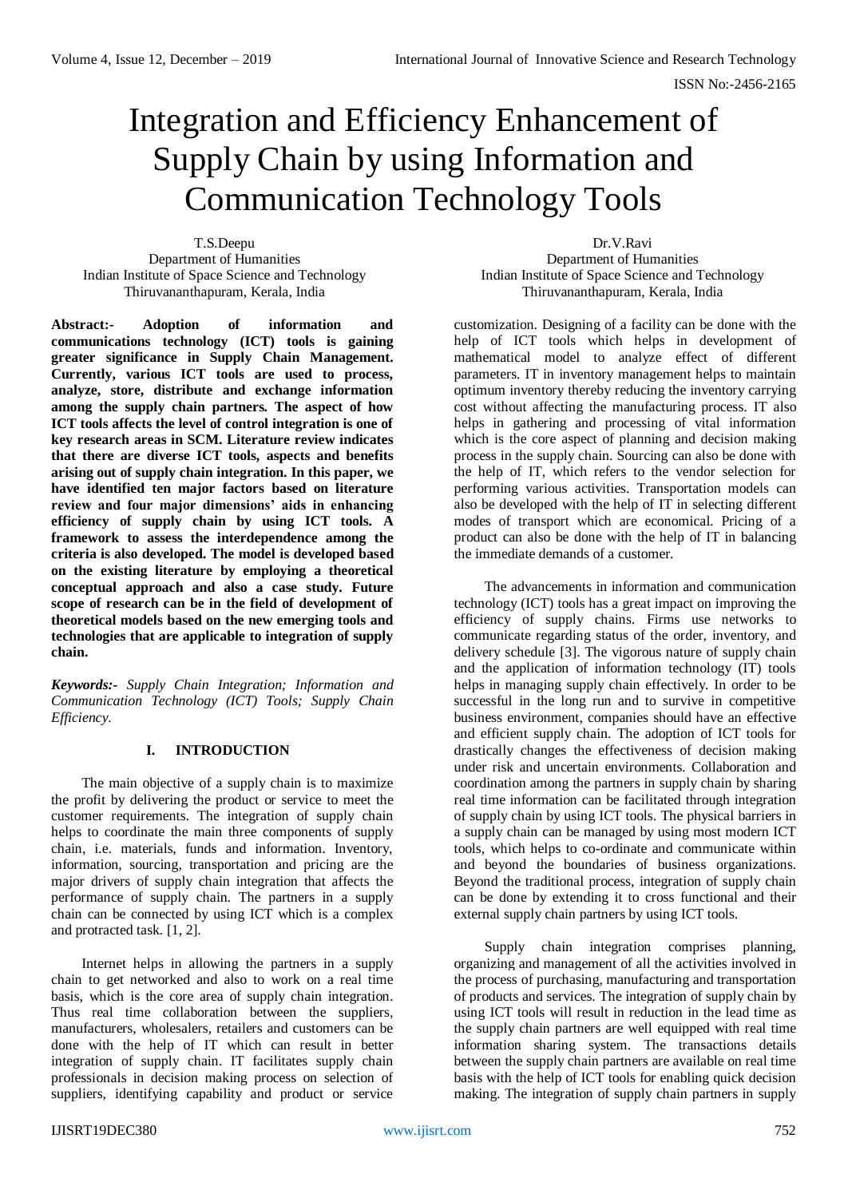# Integration and Efficiency Enhancement of Supply Chain by using Information and Communication Technology Tools

T.S.Deepu
Department of Humanities
Indian Institute of Space Science and Technology
Thiruvananthapuram, Kerala, India

Dr.V.Ravi
Department of Humanities
Indian Institute of Space Science and Technology
Thiruvananthapuram, Kerala, India

**Abstract:- Adoption of information and communications technology (ICT) tools is gaining greater significance in Supply Chain Management. Currently, various ICT tools are used to process, analyze, store, distribute and exchange information among the supply chain partners. The aspect of how ICT tools affects the level of control integration is one of key research areas in SCM. Literature review indicates that there are diverse ICT tools, aspects and benefits arising out of supply chain integration. In this paper, we have identified ten major factors based on literature review and four major dimensions' aids in enhancing efficiency of supply chain by using ICT tools. A framework to assess the interdependence among the criteria is also developed. The model is developed based on the existing literature by employing a theoretical conceptual approach and also a case study. Future scope of research can be in the field of development of theoretical models based on the new emerging tools and technologies that are applicable to integration of supply chain.**

***Keywords:-*** *Supply Chain Integration; Information and Communication Technology (ICT) Tools; Supply Chain Efficiency.*

## I. INTRODUCTION

The main objective of a supply chain is to maximize the profit by delivering the product or service to meet the customer requirements. The integration of supply chain helps to coordinate the main three components of supply chain, i.e. materials, funds and information. Inventory, information, sourcing, transportation and pricing are the major drivers of supply chain integration that affects the performance of supply chain. The partners in a supply chain can be connected by using ICT which is a complex and protracted task. [1, 2].

Internet helps in allowing the partners in a supply chain to get networked and also to work on a real time basis, which is the core area of supply chain integration. Thus real time collaboration between the suppliers, manufacturers, wholesalers, retailers and customers can be done with the help of IT which can result in better integration of supply chain. IT facilitates supply chain professionals in decision making process on selection of suppliers, identifying capability and product or service customization. Designing of a facility can be done with the help of ICT tools which helps in development of mathematical model to analyze effect of different parameters. IT in inventory management helps to maintain optimum inventory thereby reducing the inventory carrying cost without affecting the manufacturing process. IT also helps in gathering and processing of vital information which is the core aspect of planning and decision making process in the supply chain. Sourcing can also be done with the help of IT, which refers to the vendor selection for performing various activities. Transportation models can also be developed with the help of IT in selecting different modes of transport which are economical. Pricing of a product can also be done with the help of IT in balancing the immediate demands of a customer.

The advancements in information and communication technology (ICT) tools has a great impact on improving the efficiency of supply chains. Firms use networks to communicate regarding status of the order, inventory, and delivery schedule [3]. The vigorous nature of supply chain and the application of information technology (IT) tools helps in managing supply chain effectively. In order to be successful in the long run and to survive in competitive business environment, companies should have an effective and efficient supply chain. The adoption of ICT tools for drastically changes the effectiveness of decision making under risk and uncertain environments. Collaboration and coordination among the partners in supply chain by sharing real time information can be facilitated through integration of supply chain by using ICT tools. The physical barriers in a supply chain can be managed by using most modern ICT tools, which helps to co-ordinate and communicate within and beyond the boundaries of business organizations. Beyond the traditional process, integration of supply chain can be done by extending it to cross functional and their external supply chain partners by using ICT tools.

Supply chain integration comprises planning, organizing and management of all the activities involved in the process of purchasing, manufacturing and transportation of products and services. The integration of supply chain by using ICT tools will result in reduction in the lead time as the supply chain partners are well equipped with real time information sharing system. The transactions details between the supply chain partners are available on real time basis with the help of ICT tools for enabling quick decision making. The integration of supply chain partners in supply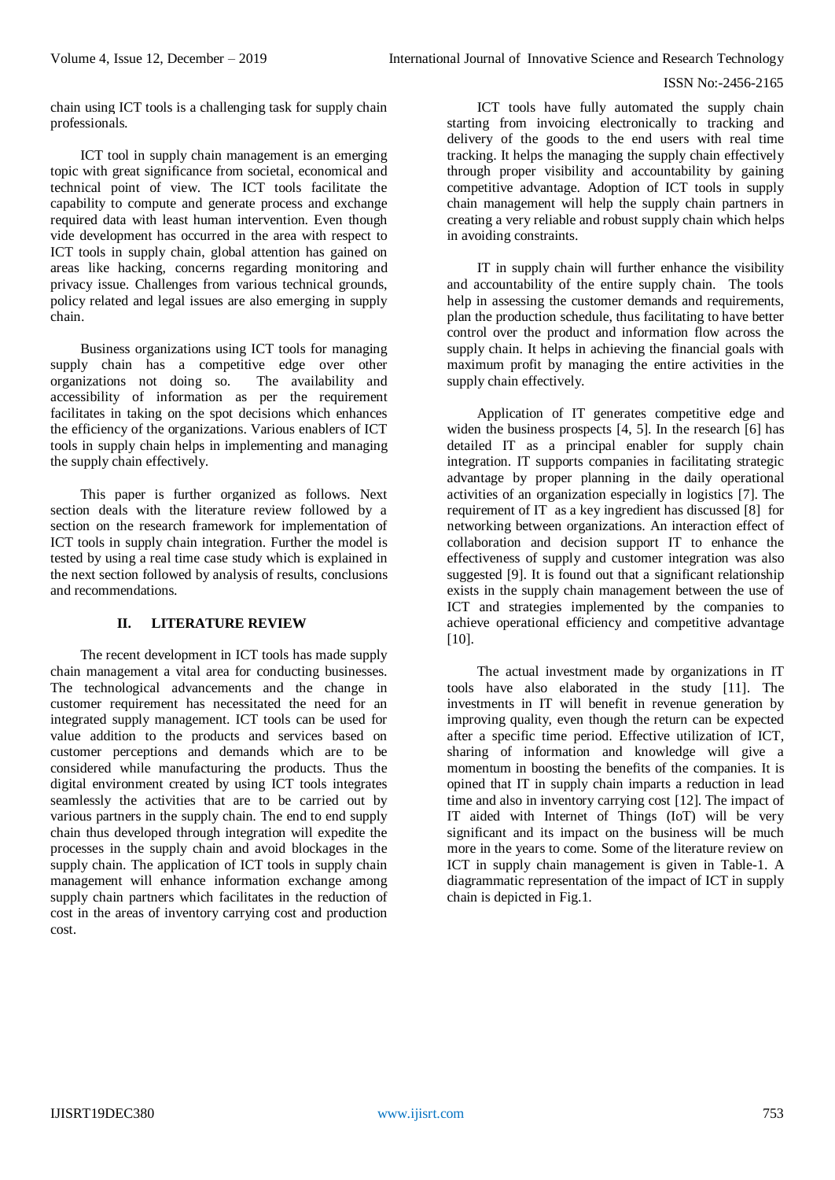chain using ICT tools is a challenging task for supply chain professionals.

ICT tool in supply chain management is an emerging topic with great significance from societal, economical and technical point of view. The ICT tools facilitate the capability to compute and generate process and exchange required data with least human intervention. Even though vide development has occurred in the area with respect to ICT tools in supply chain, global attention has gained on areas like hacking, concerns regarding monitoring and privacy issue. Challenges from various technical grounds, policy related and legal issues are also emerging in supply chain.

Business organizations using ICT tools for managing supply chain has a competitive edge over other organizations not doing so. The availability and accessibility of information as per the requirement facilitates in taking on the spot decisions which enhances the efficiency of the organizations. Various enablers of ICT tools in supply chain helps in implementing and managing the supply chain effectively.

This paper is further organized as follows. Next section deals with the literature review followed by a section on the research framework for implementation of ICT tools in supply chain integration. Further the model is tested by using a real time case study which is explained in the next section followed by analysis of results, conclusions and recommendations.

## II. LITERATURE REVIEW

The recent development in ICT tools has made supply chain management a vital area for conducting businesses. The technological advancements and the change in customer requirement has necessitated the need for an integrated supply management. ICT tools can be used for value addition to the products and services based on customer perceptions and demands which are to be considered while manufacturing the products. Thus the digital environment created by using ICT tools integrates seamlessly the activities that are to be carried out by various partners in the supply chain. The end to end supply chain thus developed through integration will expedite the processes in the supply chain and avoid blockages in the supply chain. The application of ICT tools in supply chain management will enhance information exchange among supply chain partners which facilitates in the reduction of cost in the areas of inventory carrying cost and production cost.

ICT tools have fully automated the supply chain starting from invoicing electronically to tracking and delivery of the goods to the end users with real time tracking. It helps the managing the supply chain effectively through proper visibility and accountability by gaining competitive advantage. Adoption of ICT tools in supply chain management will help the supply chain partners in creating a very reliable and robust supply chain which helps in avoiding constraints.

IT in supply chain will further enhance the visibility and accountability of the entire supply chain. The tools help in assessing the customer demands and requirements, plan the production schedule, thus facilitating to have better control over the product and information flow across the supply chain. It helps in achieving the financial goals with maximum profit by managing the entire activities in the supply chain effectively.

Application of IT generates competitive edge and widen the business prospects [4, 5]. In the research [6] has detailed IT as a principal enabler for supply chain integration. IT supports companies in facilitating strategic advantage by proper planning in the daily operational activities of an organization especially in logistics [7]. The requirement of IT as a key ingredient has discussed [8] for networking between organizations. An interaction effect of collaboration and decision support IT to enhance the effectiveness of supply and customer integration was also suggested [9]. It is found out that a significant relationship exists in the supply chain management between the use of ICT and strategies implemented by the companies to achieve operational efficiency and competitive advantage [10].

The actual investment made by organizations in IT tools have also elaborated in the study [11]. The investments in IT will benefit in revenue generation by improving quality, even though the return can be expected after a specific time period. Effective utilization of ICT, sharing of information and knowledge will give a momentum in boosting the benefits of the companies. It is opined that IT in supply chain imparts a reduction in lead time and also in inventory carrying cost [12]. The impact of IT aided with Internet of Things (IoT) will be very significant and its impact on the business will be much more in the years to come. Some of the literature review on ICT in supply chain management is given in Table-1. A diagrammatic representation of the impact of ICT in supply chain is depicted in Fig.1.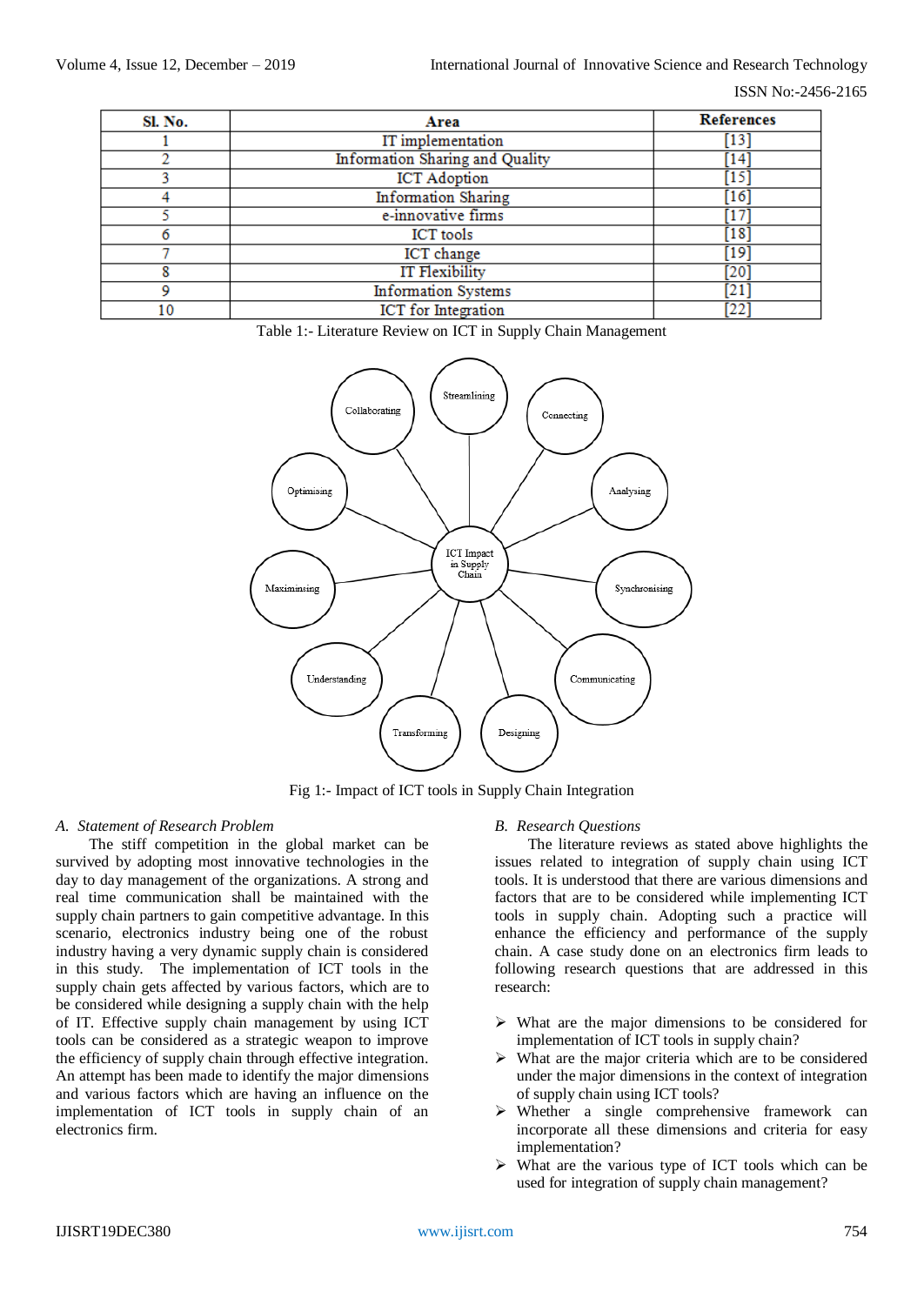| Sl. No. | Area | References |
|---|---|---|
| 1 | IT implementation | [13] |
| 2 | Information Sharing and Quality | [14] |
| 3 | ICT Adoption | [15] |
| 4 | Information Sharing | [16] |
| 5 | e-innovative firms | [17] |
| 6 | ICT tools | [18] |
| 7 | ICT change | [19] |
| 8 | IT Flexibility | [20] |
| 9 | Information Systems | [21] |
| 10 | ICT for Integration | [22] |

Table 1:- Literature Review on ICT in Supply Chain Management

Fig 1:- Impact of ICT tools in Supply Chain Integration

### A. *Statement of Research Problem*

The stiff competition in the global market can be survived by adopting most innovative technologies in the day to day management of the organizations. A strong and real time communication shall be maintained with the supply chain partners to gain competitive advantage. In this scenario, electronics industry being one of the robust industry having a very dynamic supply chain is considered in this study. The implementation of ICT tools in the supply chain gets affected by various factors, which are to be considered while designing a supply chain with the help of IT. Effective supply chain management by using ICT tools can be considered as a strategic weapon to improve the efficiency of supply chain through effective integration. An attempt has been made to identify the major dimensions and various factors which are having an influence on the implementation of ICT tools in supply chain of an electronics firm.

### B. *Research Questions*

The literature reviews as stated above highlights the issues related to integration of supply chain using ICT tools. It is understood that there are various dimensions and factors that are to be considered while implementing ICT tools in supply chain. Adopting such a practice will enhance the efficiency and performance of the supply chain. A case study done on an electronics firm leads to following research questions that are addressed in this research:

- What are the major dimensions to be considered for implementation of ICT tools in supply chain?
- What are the major criteria which are to be considered under the major dimensions in the context of integration of supply chain using ICT tools?
- Whether a single comprehensive framework can incorporate all these dimensions and criteria for easy implementation?
- What are the various type of ICT tools which can be used for integration of supply chain management?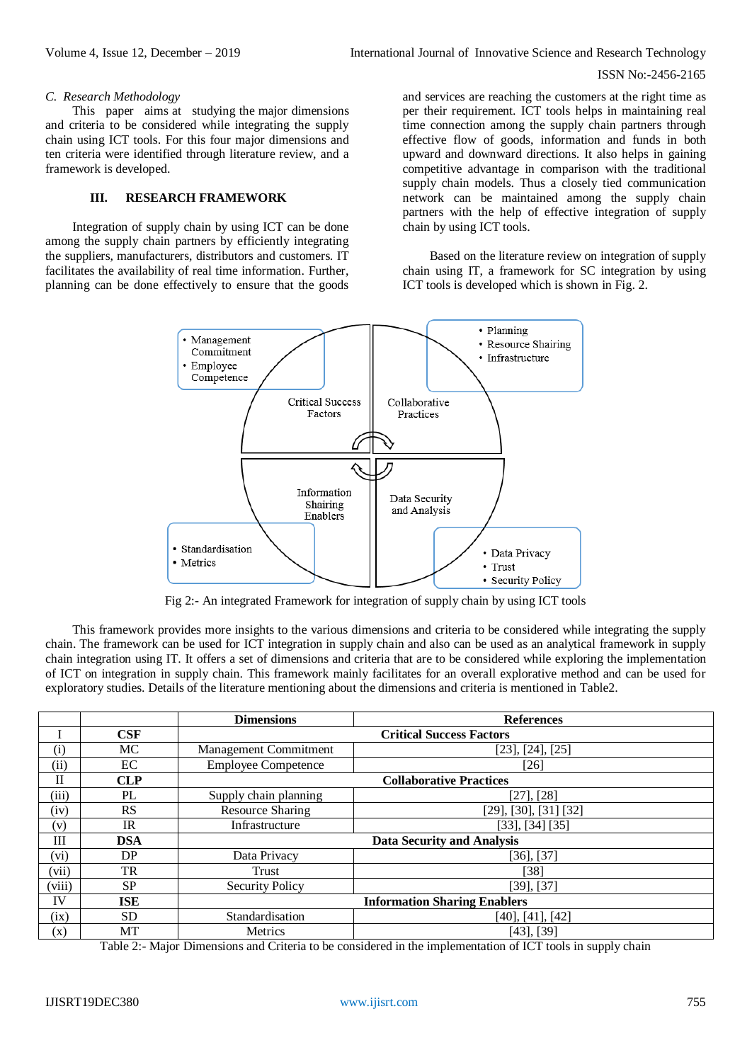### C. *Research Methodology*

This paper aims at studying the major dimensions and criteria to be considered while integrating the supply chain using ICT tools. For this four major dimensions and ten criteria were identified through literature review, and a framework is developed.

## III. RESEARCH FRAMEWORK

Integration of supply chain by using ICT can be done among the supply chain partners by efficiently integrating the suppliers, manufacturers, distributors and customers. IT facilitates the availability of real time information. Further, planning can be done effectively to ensure that the goods and services are reaching the customers at the right time as per their requirement. ICT tools helps in maintaining real time connection among the supply chain partners through effective flow of goods, information and funds in both upward and downward directions. It also helps in gaining competitive advantage in comparison with the traditional supply chain models. Thus a closely tied communication network can be maintained among the supply chain partners with the help of effective integration of supply chain by using ICT tools.

Based on the literature review on integration of supply chain using IT, a framework for SC integration by using ICT tools is developed which is shown in Fig. 2.

- Management Commitment
- Employee Competence

Critical Success Factors

- Planning
- Resource Shairing
- Infrastructure

Collaborative Practices

Information Shairing Enablers

- Standardisation
- Metrics

Data Security and Analysis

- Data Privacy
- Trust
- Security Policy

Fig 2:- An integrated Framework for integration of supply chain by using ICT tools

This framework provides more insights to the various dimensions and criteria to be considered while integrating the supply chain. The framework can be used for ICT integration in supply chain and also can be used as an analytical framework in supply chain integration using IT. It offers a set of dimensions and criteria that are to be considered while exploring the implementation of ICT on integration in supply chain. This framework mainly facilitates for an overall explorative method and can be used for exploratory studies. Details of the literature mentioning about the dimensions and criteria is mentioned in Table2.

| | | Dimensions | References |
|---|---|---|---|
| I | **CSF** | **Critical Success Factors** | |
| (i) | MC | Management Commitment | [23], [24], [25] |
| (ii) | EC | Employee Competence | [26] |
| II | **CLP** | **Collaborative Practices** | |
| (iii) | PL | Supply chain planning | [27], [28] |
| (iv) | RS | Resource Sharing | [29], [30], [31] [32] |
| (v) | IR | Infrastructure | [33], [34] [35] |
| III | **DSA** | **Data Security and Analysis** | |
| (vi) | DP | Data Privacy | [36], [37] |
| (vii) | TR | Trust | [38] |
| (viii) | SP | Security Policy | [39], [37] |
| IV | **ISE** | **Information Sharing Enablers** | |
| (ix) | SD | Standardisation | [40], [41], [42] |
| (x) | MT | Metrics | [43], [39] |

Table 2:- Major Dimensions and Criteria to be considered in the implementation of ICT tools in supply chain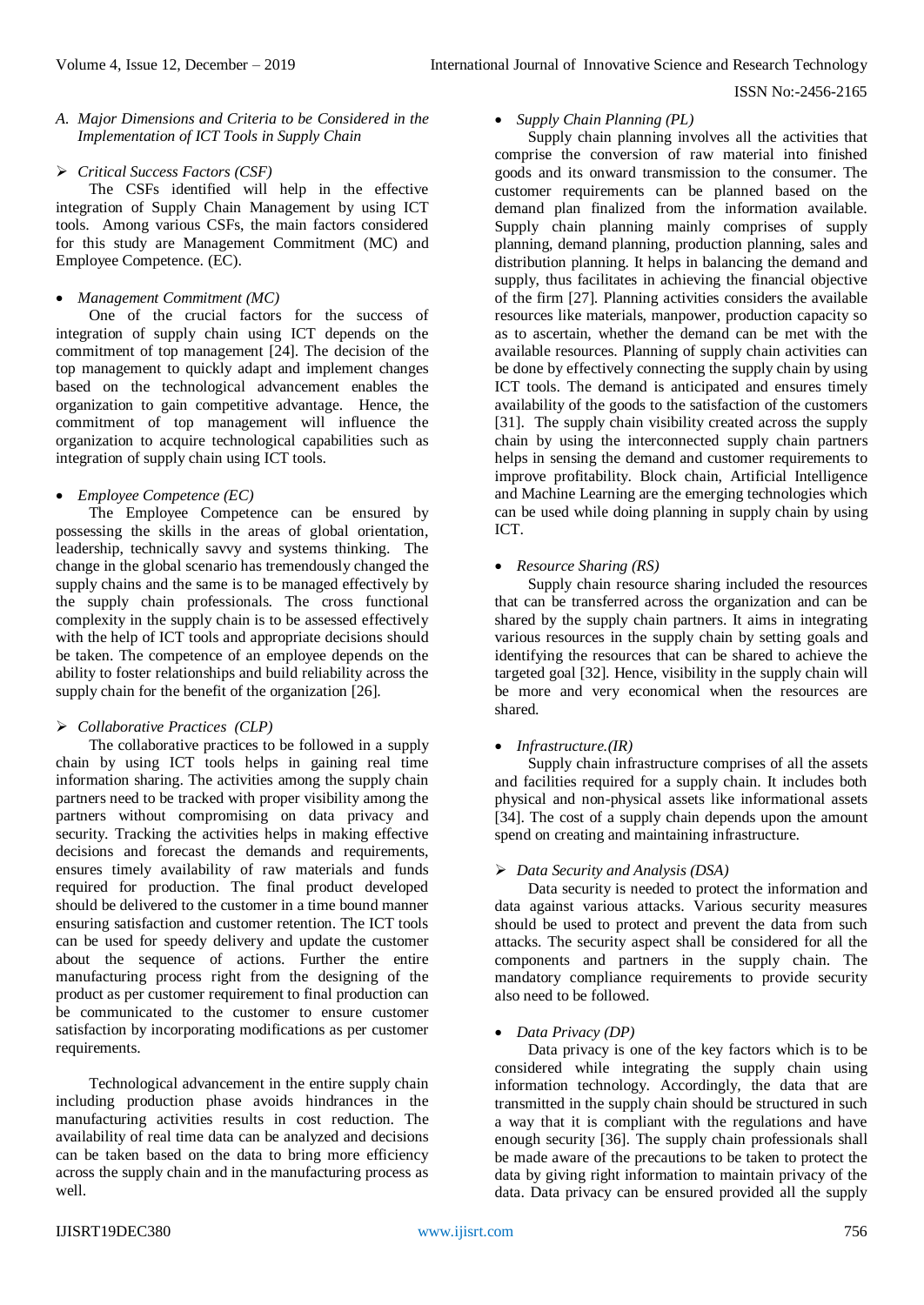### *A. Major Dimensions and Criteria to be Considered in the Implementation of ICT Tools in Supply Chain*

➢ *Critical Success Factors (CSF)*

The CSFs identified will help in the effective integration of Supply Chain Management by using ICT tools. Among various CSFs, the main factors considered for this study are Management Commitment (MC) and Employee Competence. (EC).

- *Management Commitment (MC)*

One of the crucial factors for the success of integration of supply chain using ICT depends on the commitment of top management [24]. The decision of the top management to quickly adapt and implement changes based on the technological advancement enables the organization to gain competitive advantage. Hence, the commitment of top management will influence the organization to acquire technological capabilities such as integration of supply chain using ICT tools.

- *Employee Competence (EC)*

The Employee Competence can be ensured by possessing the skills in the areas of global orientation, leadership, technically savvy and systems thinking. The change in the global scenario has tremendously changed the supply chains and the same is to be managed effectively by the supply chain professionals. The cross functional complexity in the supply chain is to be assessed effectively with the help of ICT tools and appropriate decisions should be taken. The competence of an employee depends on the ability to foster relationships and build reliability across the supply chain for the benefit of the organization [26].

➢ *Collaborative Practices (CLP)*

The collaborative practices to be followed in a supply chain by using ICT tools helps in gaining real time information sharing. The activities among the supply chain partners need to be tracked with proper visibility among the partners without compromising on data privacy and security. Tracking the activities helps in making effective decisions and forecast the demands and requirements, ensures timely availability of raw materials and funds required for production. The final product developed should be delivered to the customer in a time bound manner ensuring satisfaction and customer retention. The ICT tools can be used for speedy delivery and update the customer about the sequence of actions. Further the entire manufacturing process right from the designing of the product as per customer requirement to final production can be communicated to the customer to ensure customer satisfaction by incorporating modifications as per customer requirements.

Technological advancement in the entire supply chain including production phase avoids hindrances in the manufacturing activities results in cost reduction. The availability of real time data can be analyzed and decisions can be taken based on the data to bring more efficiency across the supply chain and in the manufacturing process as well.

- *Supply Chain Planning (PL)*

Supply chain planning involves all the activities that comprise the conversion of raw material into finished goods and its onward transmission to the consumer. The customer requirements can be planned based on the demand plan finalized from the information available. Supply chain planning mainly comprises of supply planning, demand planning, production planning, sales and distribution planning. It helps in balancing the demand and supply, thus facilitates in achieving the financial objective of the firm [27]. Planning activities considers the available resources like materials, manpower, production capacity so as to ascertain, whether the demand can be met with the available resources. Planning of supply chain activities can be done by effectively connecting the supply chain by using ICT tools. The demand is anticipated and ensures timely availability of the goods to the satisfaction of the customers [31]. The supply chain visibility created across the supply chain by using the interconnected supply chain partners helps in sensing the demand and customer requirements to improve profitability. Block chain, Artificial Intelligence and Machine Learning are the emerging technologies which can be used while doing planning in supply chain by using ICT.

- *Resource Sharing (RS)*

Supply chain resource sharing included the resources that can be transferred across the organization and can be shared by the supply chain partners. It aims in integrating various resources in the supply chain by setting goals and identifying the resources that can be shared to achieve the targeted goal [32]. Hence, visibility in the supply chain will be more and very economical when the resources are shared.

- *Infrastructure.(IR)*

Supply chain infrastructure comprises of all the assets and facilities required for a supply chain. It includes both physical and non-physical assets like informational assets [34]. The cost of a supply chain depends upon the amount spend on creating and maintaining infrastructure.

➢ *Data Security and Analysis (DSA)*

Data security is needed to protect the information and data against various attacks. Various security measures should be used to protect and prevent the data from such attacks. The security aspect shall be considered for all the components and partners in the supply chain. The mandatory compliance requirements to provide security also need to be followed.

- *Data Privacy (DP)*

Data privacy is one of the key factors which is to be considered while integrating the supply chain using information technology. Accordingly, the data that are transmitted in the supply chain should be structured in such a way that it is compliant with the regulations and have enough security [36]. The supply chain professionals shall be made aware of the precautions to be taken to protect the data by giving right information to maintain privacy of the data. Data privacy can be ensured provided all the supply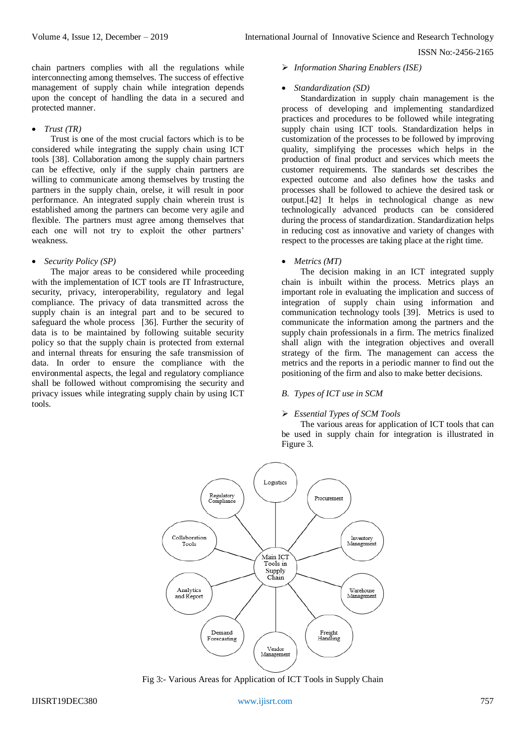chain partners complies with all the regulations while interconnecting among themselves. The success of effective management of supply chain while integration depends upon the concept of handling the data in a secured and protected manner.

- *Trust (TR)*

Trust is one of the most crucial factors which is to be considered while integrating the supply chain using ICT tools [38]. Collaboration among the supply chain partners can be effective, only if the supply chain partners are willing to communicate among themselves by trusting the partners in the supply chain, orelse, it will result in poor performance. An integrated supply chain wherein trust is established among the partners can become very agile and flexible. The partners must agree among themselves that each one will not try to exploit the other partners' weakness.

- *Security Policy (SP)*

The major areas to be considered while proceeding with the implementation of ICT tools are IT Infrastructure, security, privacy, interoperability, regulatory and legal compliance. The privacy of data transmitted across the supply chain is an integral part and to be secured to safeguard the whole process [36]. Further the security of data is to be maintained by following suitable security policy so that the supply chain is protected from external and internal threats for ensuring the safe transmission of data. In order to ensure the compliance with the environmental aspects, the legal and regulatory compliance shall be followed without compromising the security and privacy issues while integrating supply chain by using ICT tools.

➢ *Information Sharing Enablers (ISE)*

- *Standardization (SD)*

Standardization in supply chain management is the process of developing and implementing standardized practices and procedures to be followed while integrating supply chain using ICT tools. Standardization helps in customization of the processes to be followed by improving quality, simplifying the processes which helps in the production of final product and services which meets the customer requirements. The standards set describes the expected outcome and also defines how the tasks and processes shall be followed to achieve the desired task or output.[42] It helps in technological change as new technologically advanced products can be considered during the process of standardization. Standardization helps in reducing cost as innovative and variety of changes with respect to the processes are taking place at the right time.

- *Metrics (MT)*

The decision making in an ICT integrated supply chain is inbuilt within the process. Metrics plays an important role in evaluating the implication and success of integration of supply chain using information and communication technology tools [39]. Metrics is used to communicate the information among the partners and the supply chain professionals in a firm. The metrics finalized shall align with the integration objectives and overall strategy of the firm. The management can access the metrics and the reports in a periodic manner to find out the positioning of the firm and also to make better decisions.

*B. Types of ICT use in SCM*

➢ *Essential Types of SCM Tools*

The various areas for application of ICT tools that can be used in supply chain for integration is illustrated in Figure 3.

Main ICT Tools in Supply Chain: Logistics, Procurement, Inventory Management, Warehouse Management, Freight Handling, Vendor Management, Demand Forecasting, Analytics and Report, Collaboration Tools, Regulatory Compliance

Fig 3:- Various Areas for Application of ICT Tools in Supply Chain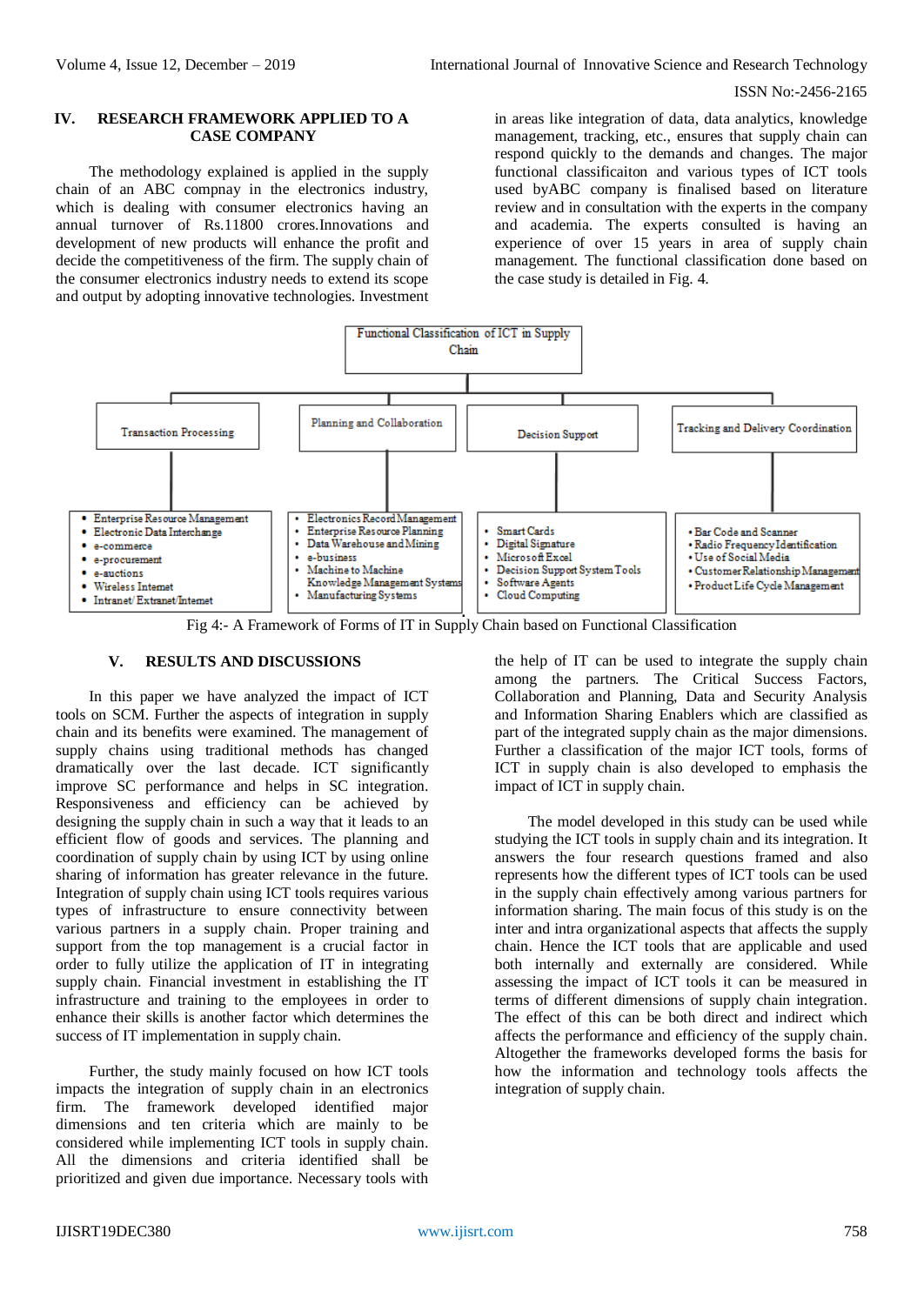## IV. RESEARCH FRAMEWORK APPLIED TO A CASE COMPANY

The methodology explained is applied in the supply chain of an ABC compnay in the electronics industry, which is dealing with consumer electronics having an annual turnover of Rs.11800 crores.Innovations and development of new products will enhance the profit and decide the competitiveness of the firm. The supply chain of the consumer electronics industry needs to extend its scope and output by adopting innovative technologies. Investment in areas like integration of data, data analytics, knowledge management, tracking, etc., ensures that supply chain can respond quickly to the demands and changes. The major functional classificaiton and various types of ICT tools used byABC company is finalised based on literature review and in consultation with the experts in the company and academia. The experts consulted is having an experience of over 15 years in area of supply chain management. The functional classification done based on the case study is detailed in Fig. 4.

**Functional Classification of ICT in Supply Chain**

- **Transaction Processing**
  - Enterprise Resource Management
  - Electronic Data Interchange
  - e-commerce
  - e-procurement
  - e-auctions
  - Wireless Internet
  - Intranet/ Extranet/Internet
- **Planning and Collaboration**
  - Electronics Record Management
  - Enterprise Resource Planning
  - Data Warehouse and Mining
  - e-business
  - Machine to Machine
  - Knowledge Management Systems
  - Manufacturing Systems
- **Decision Support**
  - Smart Cards
  - Digital Signature
  - Microsoft Excel
  - Decision Support System Tools
  - Software Agents
  - Cloud Computing
- **Tracking and Delivery Coordination**
  - Bar Code and Scanner
  - Radio Frequency Identification
  - Use of Social Media
  - Customer Relationship Management
  - Product Life Cycle Management

Fig 4:- A Framework of Forms of IT in Supply Chain based on Functional Classification

## V. RESULTS AND DISCUSSIONS

In this paper we have analyzed the impact of ICT tools on SCM. Further the aspects of integration in supply chain and its benefits were examined. The management of supply chains using traditional methods has changed dramatically over the last decade. ICT significantly improve SC performance and helps in SC integration. Responsiveness and efficiency can be achieved by designing the supply chain in such a way that it leads to an efficient flow of goods and services. The planning and coordination of supply chain by using ICT by using online sharing of information has greater relevance in the future. Integration of supply chain using ICT tools requires various types of infrastructure to ensure connectivity between various partners in a supply chain. Proper training and support from the top management is a crucial factor in order to fully utilize the application of IT in integrating supply chain. Financial investment in establishing the IT infrastructure and training to the employees in order to enhance their skills is another factor which determines the success of IT implementation in supply chain.

Further, the study mainly focused on how ICT tools impacts the integration of supply chain in an electronics firm. The framework developed identified major dimensions and ten criteria which are mainly to be considered while implementing ICT tools in supply chain. All the dimensions and criteria identified shall be prioritized and given due importance. Necessary tools with the help of IT can be used to integrate the supply chain among the partners. The Critical Success Factors, Collaboration and Planning, Data and Security Analysis and Information Sharing Enablers which are classified as part of the integrated supply chain as the major dimensions. Further a classification of the major ICT tools, forms of ICT in supply chain is also developed to emphasis the impact of ICT in supply chain.

The model developed in this study can be used while studying the ICT tools in supply chain and its integration. It answers the four research questions framed and also represents how the different types of ICT tools can be used in the supply chain effectively among various partners for information sharing. The main focus of this study is on the inter and intra organizational aspects that affects the supply chain. Hence the ICT tools that are applicable and used both internally and externally are considered. While assessing the impact of ICT tools it can be measured in terms of different dimensions of supply chain integration. The effect of this can be both direct and indirect which affects the performance and efficiency of the supply chain. Altogether the frameworks developed forms the basis for how the information and technology tools affects the integration of supply chain.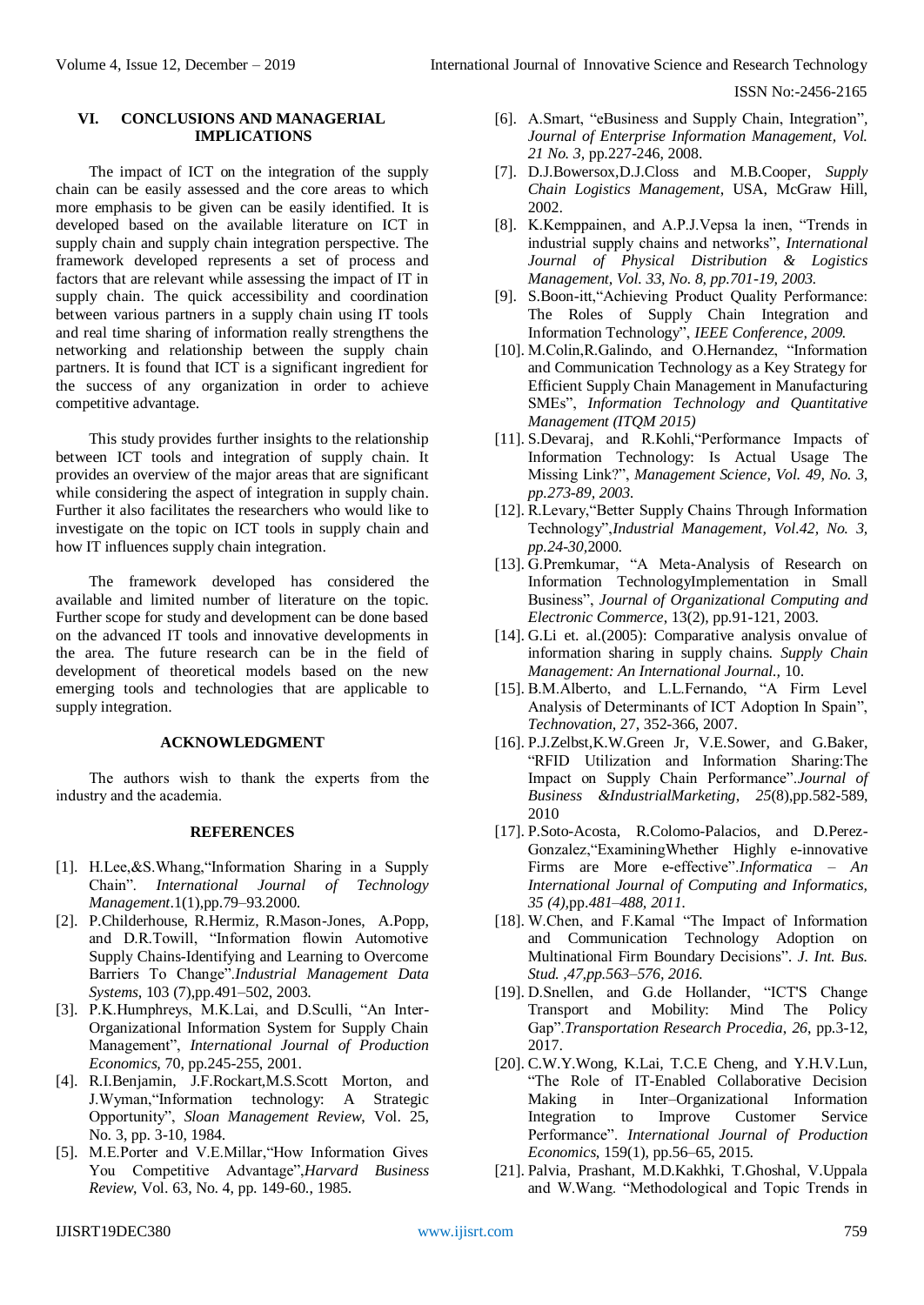## VI. CONCLUSIONS AND MANAGERIAL IMPLICATIONS

The impact of ICT on the integration of the supply chain can be easily assessed and the core areas to which more emphasis to be given can be easily identified. It is developed based on the available literature on ICT in supply chain and supply chain integration perspective. The framework developed represents a set of process and factors that are relevant while assessing the impact of IT in supply chain. The quick accessibility and coordination between various partners in a supply chain using IT tools and real time sharing of information really strengthens the networking and relationship between the supply chain partners. It is found that ICT is a significant ingredient for the success of any organization in order to achieve competitive advantage.

This study provides further insights to the relationship between ICT tools and integration of supply chain. It provides an overview of the major areas that are significant while considering the aspect of integration in supply chain. Further it also facilitates the researchers who would like to investigate on the topic on ICT tools in supply chain and how IT influences supply chain integration.

The framework developed has considered the available and limited number of literature on the topic. Further scope for study and development can be done based on the advanced IT tools and innovative developments in the area. The future research can be in the field of development of theoretical models based on the new emerging tools and technologies that are applicable to supply integration.

## ACKNOWLEDGMENT

The authors wish to thank the experts from the industry and the academia.

## REFERENCES

[1]. H.Lee,&S.Whang,"Information Sharing in a Supply Chain". *International Journal of Technology Management*.1(1),pp.79–93.2000.

[2]. P.Childerhouse, R.Hermiz, R.Mason-Jones, A.Popp, and D.R.Towill, "Information flowin Automotive Supply Chains-Identifying and Learning to Overcome Barriers To Change".*Industrial Management Data Systems*, 103 (7),pp.491–502, 2003.

[3]. P.K.Humphreys, M.K.Lai, and D.Sculli, "An Inter-Organizational Information System for Supply Chain Management", *International Journal of Production Economics*, 70, pp.245-255, 2001.

[4]. R.I.Benjamin, J.F.Rockart,M.S.Scott Morton, and J.Wyman,"Information technology: A Strategic Opportunity", *Sloan Management Review*, Vol. 25, No. 3, pp. 3-10, 1984.

[5]. M.E.Porter and V.E.Millar,"How Information Gives You Competitive Advantage",*Harvard Business Review*, Vol. 63, No. 4, pp. 149-60., 1985.

[6]. A.Smart, "eBusiness and Supply Chain, Integration", *Journal of Enterprise Information Management, Vol. 21 No. 3*, pp.227-246, 2008.

[7]. D.J.Bowersox,D.J.Closs and M.B.Cooper, *Supply Chain Logistics Management*, USA, McGraw Hill, 2002.

[8]. K.Kemppainen, and A.P.J.Vepsa la inen, "Trends in industrial supply chains and networks", *International Journal of Physical Distribution & Logistics Management, Vol. 33, No. 8, pp.701-19, 2003.*

[9]. S.Boon-itt,"Achieving Product Quality Performance: The Roles of Supply Chain Integration and Information Technology", *IEEE Conference, 2009.*

[10]. M.Colin,R.Galindo, and O.Hernandez, "Information and Communication Technology as a Key Strategy for Efficient Supply Chain Management in Manufacturing SMEs", *Information Technology and Quantitative Management (ITQM 2015)*

[11]. S.Devaraj, and R.Kohli,"Performance Impacts of Information Technology: Is Actual Usage The Missing Link?", *Management Science, Vol. 49, No. 3, pp.273-89, 2003.*

[12]. R.Levary,"Better Supply Chains Through Information Technology",*Industrial Management, Vol.42, No. 3, pp.24-30*,2000.

[13]. G.Premkumar, "A Meta-Analysis of Research on Information TechnologyImplementation in Small Business", *Journal of Organizational Computing and Electronic Commerce*, 13(2), pp.91-121, 2003.

[14]. G.Li et. al.(2005): Comparative analysis onvalue of information sharing in supply chains. *Supply Chain Management: An International Journal.*, 10.

[15]. B.M.Alberto, and L.L.Fernando, "A Firm Level Analysis of Determinants of ICT Adoption In Spain", *Technovation*, 27, 352-366, 2007.

[16]. P.J.Zelbst,K.W.Green Jr, V.E.Sower, and G.Baker, "RFID Utilization and Information Sharing:The Impact on Supply Chain Performance".*Journal of Business &IndustrialMarketing, 25*(8),pp.582-589, 2010

[17]. P.Soto-Acosta, R.Colomo-Palacios, and D.Perez-Gonzalez,"ExaminingWhether Highly e-innovative Firms are More e-effective".*Informatica – An International Journal of Computing and Informatics, 35 (4)*,pp.*481–488, 2011.*

[18]. W.Chen, and F.Kamal "The Impact of Information and Communication Technology Adoption on Multinational Firm Boundary Decisions". *J. Int. Bus. Stud. ,47,pp.563–576, 2016.*

[19]. D.Snellen, and G.de Hollander, "ICT'S Change Transport and Mobility: Mind The Policy Gap".*Transportation Research Procedia, 26*, pp.3-12, 2017.

[20]. C.W.Y.Wong, K.Lai, T.C.E Cheng, and Y.H.V.Lun, "The Role of IT-Enabled Collaborative Decision Making in Inter–Organizational Information Integration to Improve Customer Service Performance". *International Journal of Production Economics*, 159(1), pp.56–65, 2015.

[21]. Palvia, Prashant, M.D.Kakhki, T.Ghoshal, V.Uppala and W.Wang. "Methodological and Topic Trends in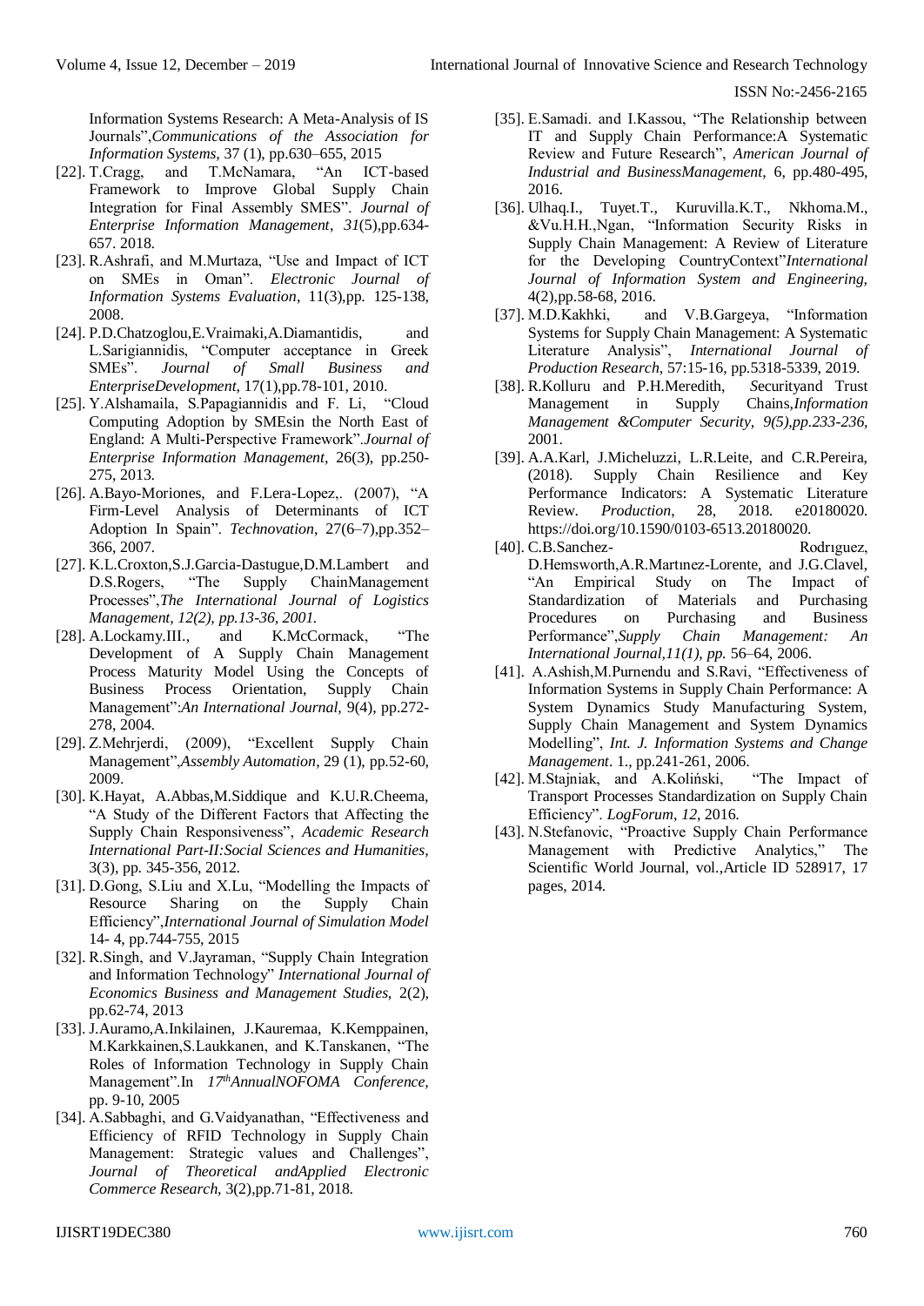Information Systems Research: A Meta-Analysis of IS Journals",*Communications of the Association for Information Systems*, 37 (1), pp.630–655, 2015

[22]. T.Cragg, and T.McNamara, "An ICT-based Framework to Improve Global Supply Chain Integration for Final Assembly SMES". *Journal of Enterprise Information Management*, *31*(5),pp.634-657. 2018.

[23]. R.Ashrafi, and M.Murtaza, "Use and Impact of ICT on SMEs in Oman". *Electronic Journal of Information Systems Evaluation*, 11(3),pp. 125-138, 2008.

[24]. P.D.Chatzoglou,E.Vraimaki,A.Diamantidis, and L.Sarigiannidis, "Computer acceptance in Greek SMEs". *Journal of Small Business and EnterpriseDevelopment*, 17(1),pp.78-101, 2010.

[25]. Y.Alshamaila, S.Papagiannidis and F. Li, "Cloud Computing Adoption by SMEsin the North East of England: A Multi-Perspective Framework".*Journal of Enterprise Information Management*, 26(3), pp.250-275, 2013.

[26]. A.Bayo-Moriones, and F.Lera-Lopez,. (2007), "A Firm-Level Analysis of Determinants of ICT Adoption In Spain". *Technovation*, 27(6–7),pp.352–366, 2007.

[27]. K.L.Croxton,S.J.Garcia-Dastugue,D.M.Lambert and D.S.Rogers, "The Supply ChainManagement Processes",*The International Journal of Logistics Management, 12(2), pp.13-36, 2001.*

[28]. A.Lockamy.III., and K.McCormack, "The Development of A Supply Chain Management Process Maturity Model Using the Concepts of Business Process Orientation, Supply Chain Management":*An International Journal,* 9(4), pp.272-278, 2004.

[29]. Z.Mehrjerdi, (2009), "Excellent Supply Chain Management",*Assembly Automation*, 29 (1), pp.52-60, 2009.

[30]. K.Hayat, A.Abbas,M.Siddique and K.U.R.Cheema, "A Study of the Different Factors that Affecting the Supply Chain Responsiveness", *Academic Research International Part-II:Social Sciences and Humanities*, 3(3), pp. 345-356, 2012.

[31]. D.Gong, S.Liu and X.Lu, "Modelling the Impacts of Resource Sharing on the Supply Chain Efficiency",*International Journal of Simulation Model* 14- 4, pp.744-755, 2015

[32]. R.Singh, and V.Jayraman, "Supply Chain Integration and Information Technology" *International Journal of Economics Business and Management Studies,* 2(2), pp.62-74, 2013

[33]. J.Auramo,A.Inkilainen, J.Kauremaa, K.Kemppainen, M.Karkkainen,S.Laukkanen, and K.Tanskanen, "The Roles of Information Technology in Supply Chain Management".In *17th AnnualNOFOMA Conference,* pp. 9-10, 2005

[34]. A.Sabbaghi, and G.Vaidyanathan, "Effectiveness and Efficiency of RFID Technology in Supply Chain Management: Strategic values and Challenges", *Journal of Theoretical andApplied Electronic Commerce Research*, 3(2),pp.71-81, 2018.

[35]. E.Samadi. and I.Kassou, "The Relationship between IT and Supply Chain Performance:A Systematic Review and Future Research", *American Journal of Industrial and BusinessManagement*, 6, pp.480-495, 2016.

[36]. Ulhaq.I., Tuyet.T., Kuruvilla.K.T., Nkhoma.M., &Vu.H.H.,Ngan, "Information Security Risks in Supply Chain Management: A Review of Literature for the Developing CountryContext"*International Journal of Information System and Engineering,* 4(2),pp.58-68, 2016.

[37]. M.D.Kakhki, and V.B.Gargeya, "Information Systems for Supply Chain Management: A Systematic Literature Analysis", *International Journal of Production Research*, 57:15-16, pp.5318-5339, 2019.

[38]. R.Kolluru and P.H.Meredith, Securityand Trust Management in Supply Chains,*Information Management &Computer Security, 9(5),pp.233-236,* 2001.

[39]. A.A.Karl, J.Micheluzzi, L.R.Leite, and C.R.Pereira, (2018). Supply Chain Resilience and Key Performance Indicators: A Systematic Literature Review. *Production*, 28, 2018. e20180020. https://doi.org/10.1590/0103-6513.20180020.

[40]. C.B.Sanchez-Rodrıguez, D.Hemsworth,A.R.Martınez-Lorente, and J.G.Clavel, "An Empirical Study on The Impact of Standardization of Materials and Purchasing Procedures on Purchasing and Business Performance",*Supply Chain Management: An International Journal,11(1), pp.* 56–64, 2006.

[41]. A.Ashish,M.Purnendu and S.Ravi, "Effectiveness of Information Systems in Supply Chain Performance: A System Dynamics Study Manufacturing System, Supply Chain Management and System Dynamics Modelling", *Int. J. Information Systems and Change Management*. 1., pp.241-261, 2006.

[42]. M.Stajniak, and A.Koliński, "The Impact of Transport Processes Standardization on Supply Chain Efficiency". *LogForum*, *12*, 2016.

[43]. N.Stefanovic, "Proactive Supply Chain Performance Management with Predictive Analytics," The Scientific World Journal, vol.,Article ID 528917, 17 pages, 2014.